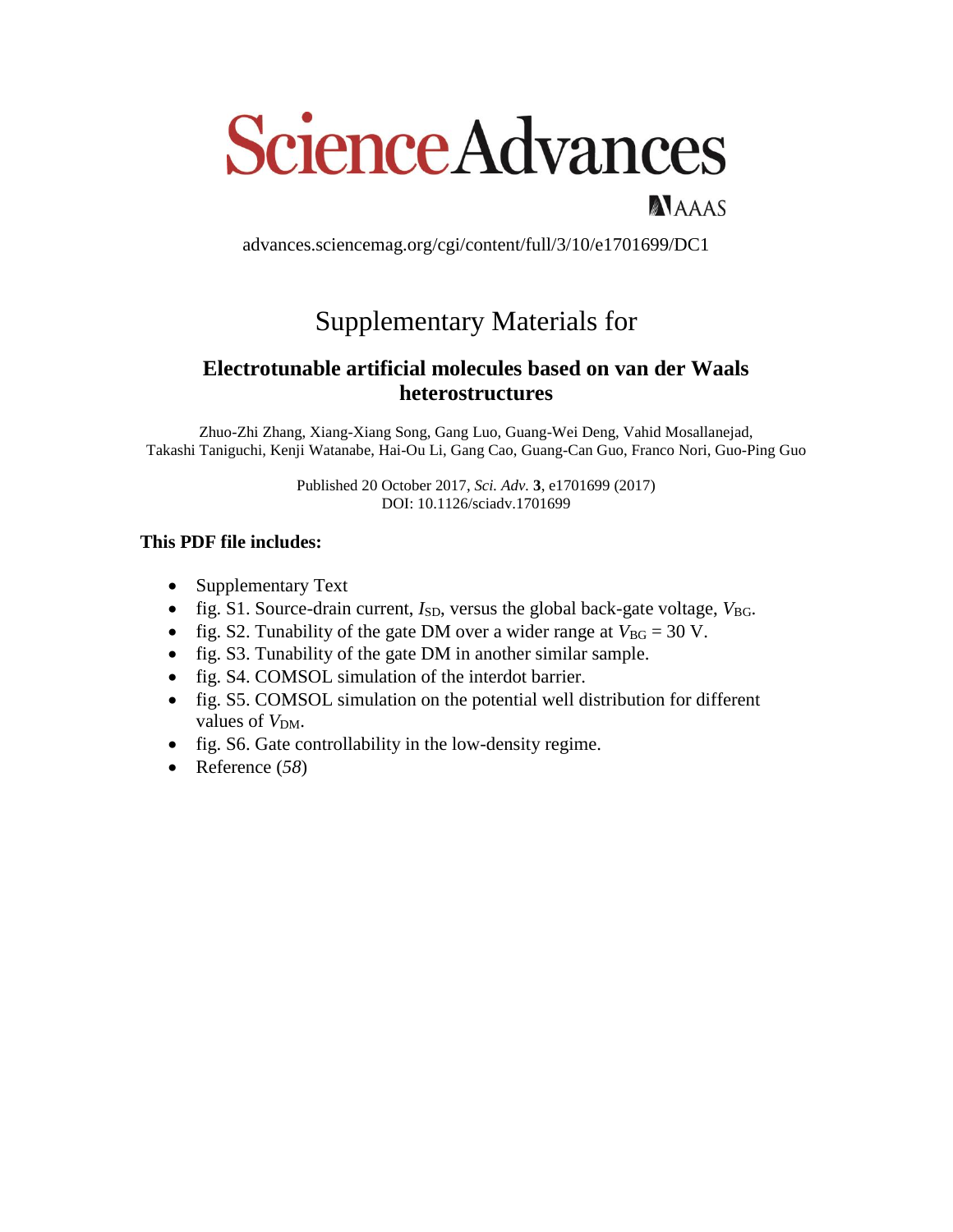# Science Advances

AAAS

advances.sciencemag.org/cgi/content/full/3/10/e1701699/DC1

## Supplementary Materials for

### Electrotunable artificial molecules based on van der Waals heterostructures

Zhuo-Zhi Zhang, Xiang-Xiang Song, Gang Luo, Guang-Wei Deng, Vahid Mosallanejad, Takashi Taniguchi, Kenji Watanabe, Hai-Ou Li, Gang Cao, Guang-Can Guo, Franco Nori, Guo-Ping Guo

Published 20 October 2017, *Sci. Adv.* **3**, e1701699 (2017)
DOI: 10.1126/sciadv.1701699

**This PDF file includes:**

- Supplementary Text
- fig. S1. Source-drain current, $I_{SD}$, versus the global back-gate voltage, $V_{BG}$.
- fig. S2. Tunability of the gate DM over a wider range at $V_{BG}$ = 30 V.
- fig. S3. Tunability of the gate DM in another similar sample.
- fig. S4. COMSOL simulation of the interdot barrier.
- fig. S5. COMSOL simulation on the potential well distribution for different values of $V_{DM}$.
- fig. S6. Gate controllability in the low-density regime.
- Reference (*58*)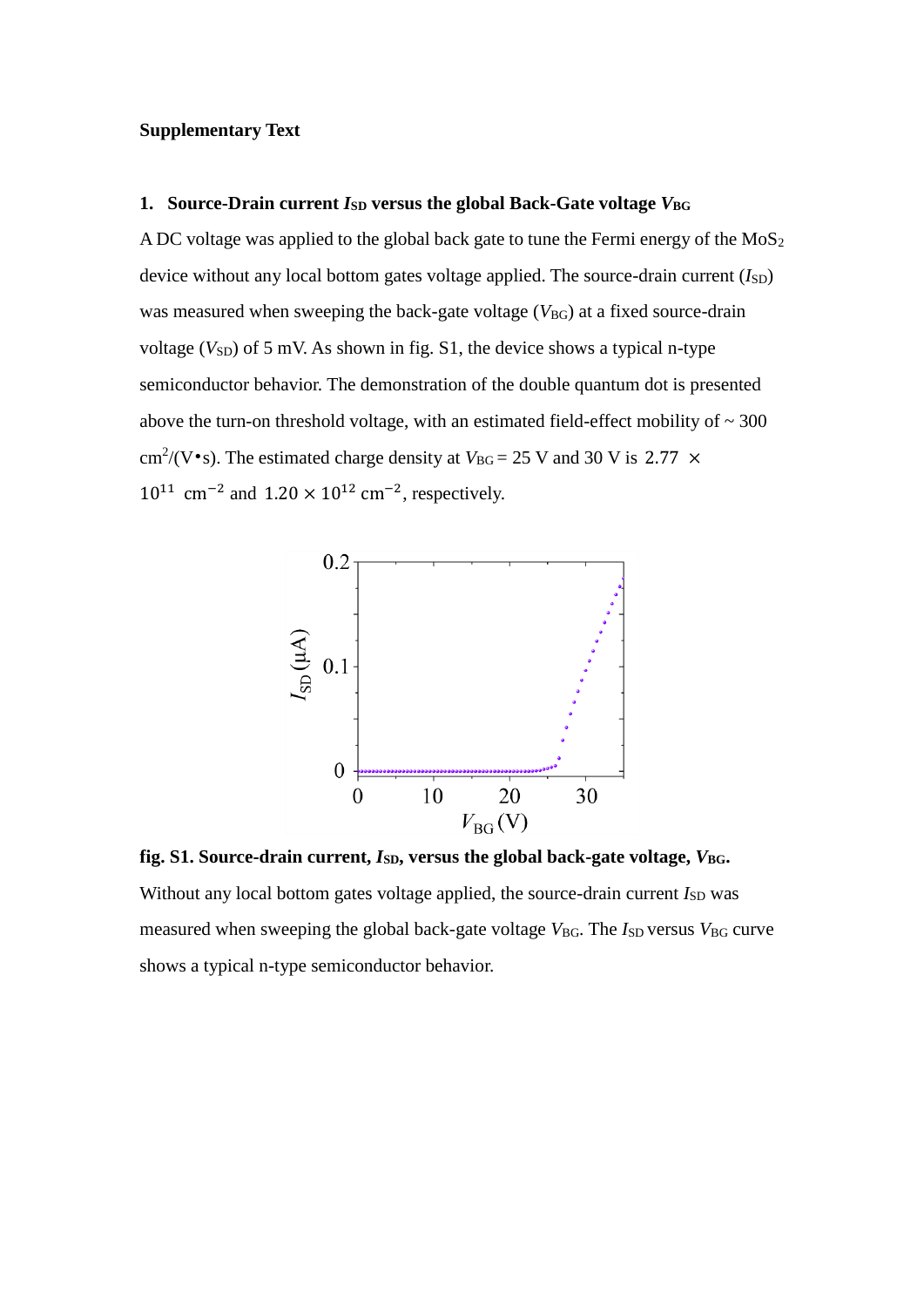**Supplementary Text**

**1. Source-Drain current $I_{SD}$ versus the global Back-Gate voltage $V_{BG}$**

A DC voltage was applied to the global back gate to tune the Fermi energy of the $MoS_2$ device without any local bottom gates voltage applied. The source-drain current ($I_{SD}$) was measured when sweeping the back-gate voltage ($V_{BG}$) at a fixed source-drain voltage ($V_{SD}$) of 5 mV. As shown in fig. S1, the device shows a typical n-type semiconductor behavior. The demonstration of the double quantum dot is presented above the turn-on threshold voltage, with an estimated field-effect mobility of ~ 300 $cm^2/(V\cdot s)$. The estimated charge density at $V_{BG}$ = 25 V and 30 V is $2.77 \times 10^{11}\ cm^{-2}$ and $1.20 \times 10^{12}\ cm^{-2}$, respectively.

**fig. S1. Source-drain current, $I_{SD}$, versus the global back-gate voltage, $V_{BG}$.** Without any local bottom gates voltage applied, the source-drain current $I_{SD}$ was measured when sweeping the global back-gate voltage $V_{BG}$. The $I_{SD}$ versus $V_{BG}$ curve shows a typical n-type semiconductor behavior.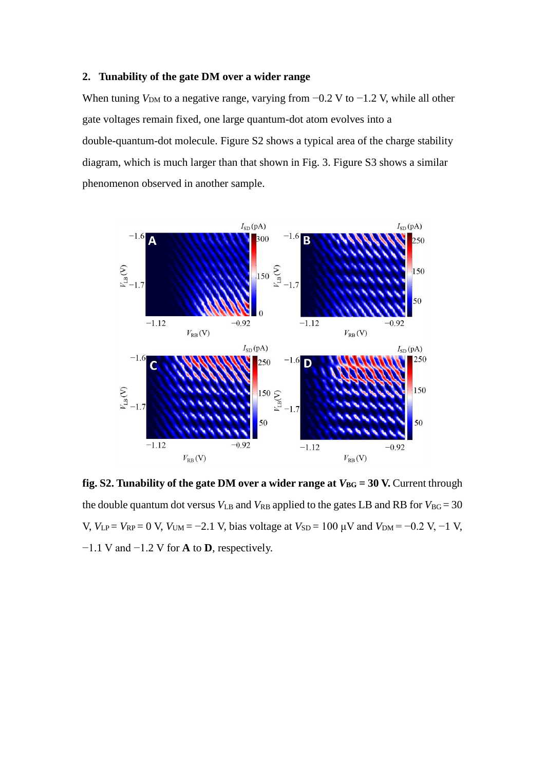## 2. Tunability of the gate DM over a wider range

When tuning $V_{DM}$ to a negative range, varying from −0.2 V to −1.2 V, while all other gate voltages remain fixed, one large quantum-dot atom evolves into a double-quantum-dot molecule. Figure S2 shows a typical area of the charge stability diagram, which is much larger than that shown in Fig. 3. Figure S3 shows a similar phenomenon observed in another sample.

**fig. S2. Tunability of the gate DM over a wider range at $V_{BG}$ = 30 V.** Current through the double quantum dot versus $V_{LB}$ and $V_{RB}$ applied to the gates LB and RB for $V_{BG}$ = 30 V, $V_{LP}$ = $V_{RP}$ = 0 V, $V_{UM}$ = −2.1 V, bias voltage at $V_{SD}$ = 100 μV and $V_{DM}$ = −0.2 V, −1 V, −1.1 V and −1.2 V for **A** to **D**, respectively.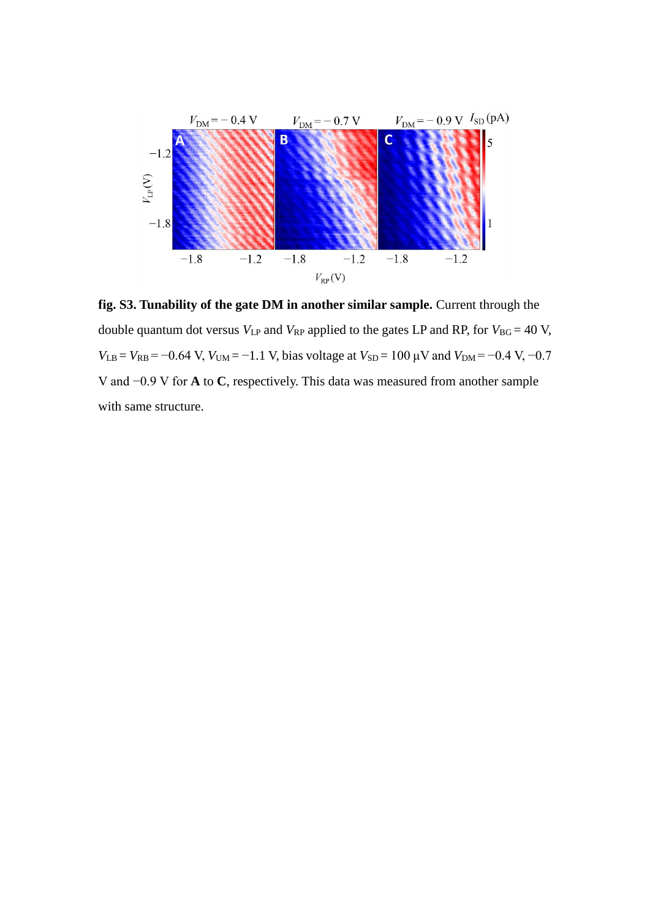**fig. S3. Tunability of the gate DM in another similar sample.** Current through the double quantum dot versus $V_{LP}$ and $V_{RP}$ applied to the gates LP and RP, for $V_{BG} = 40$ V, $V_{LB} = V_{RB} = -0.64$ V, $V_{UM} = -1.1$ V, bias voltage at $V_{SD} = 100$ μV and $V_{DM} = -0.4$ V, $-0.7$ V and $-0.9$ V for **A** to **C**, respectively. This data was measured from another sample with same structure.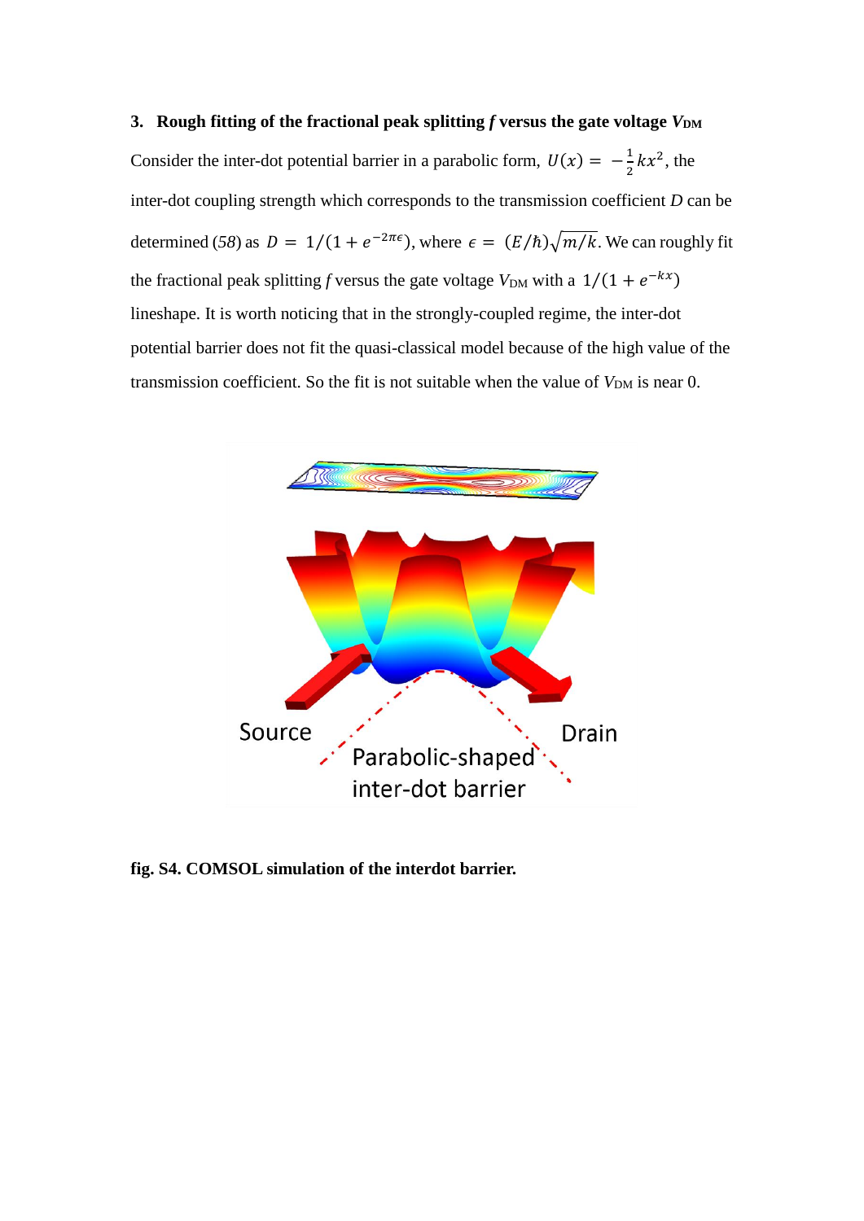### 3. Rough fitting of the fractional peak splitting *f* versus the gate voltage $V_{DM}$

Consider the inter-dot potential barrier in a parabolic form, $U(x) = -\frac{1}{2}kx^2$, the inter-dot coupling strength which corresponds to the transmission coefficient *D* can be determined (*58*) as $D = 1/(1 + e^{-2\pi\epsilon})$, where $\epsilon = (E/\hbar)\sqrt{m/k}$. We can roughly fit the fractional peak splitting *f* versus the gate voltage $V_{DM}$ with a $1/(1 + e^{-kx})$ lineshape. It is worth noticing that in the strongly-coupled regime, the inter-dot potential barrier does not fit the quasi-classical model because of the high value of the transmission coefficient. So the fit is not suitable when the value of $V_{DM}$ is near 0.

**fig. S4. COMSOL simulation of the interdot barrier.**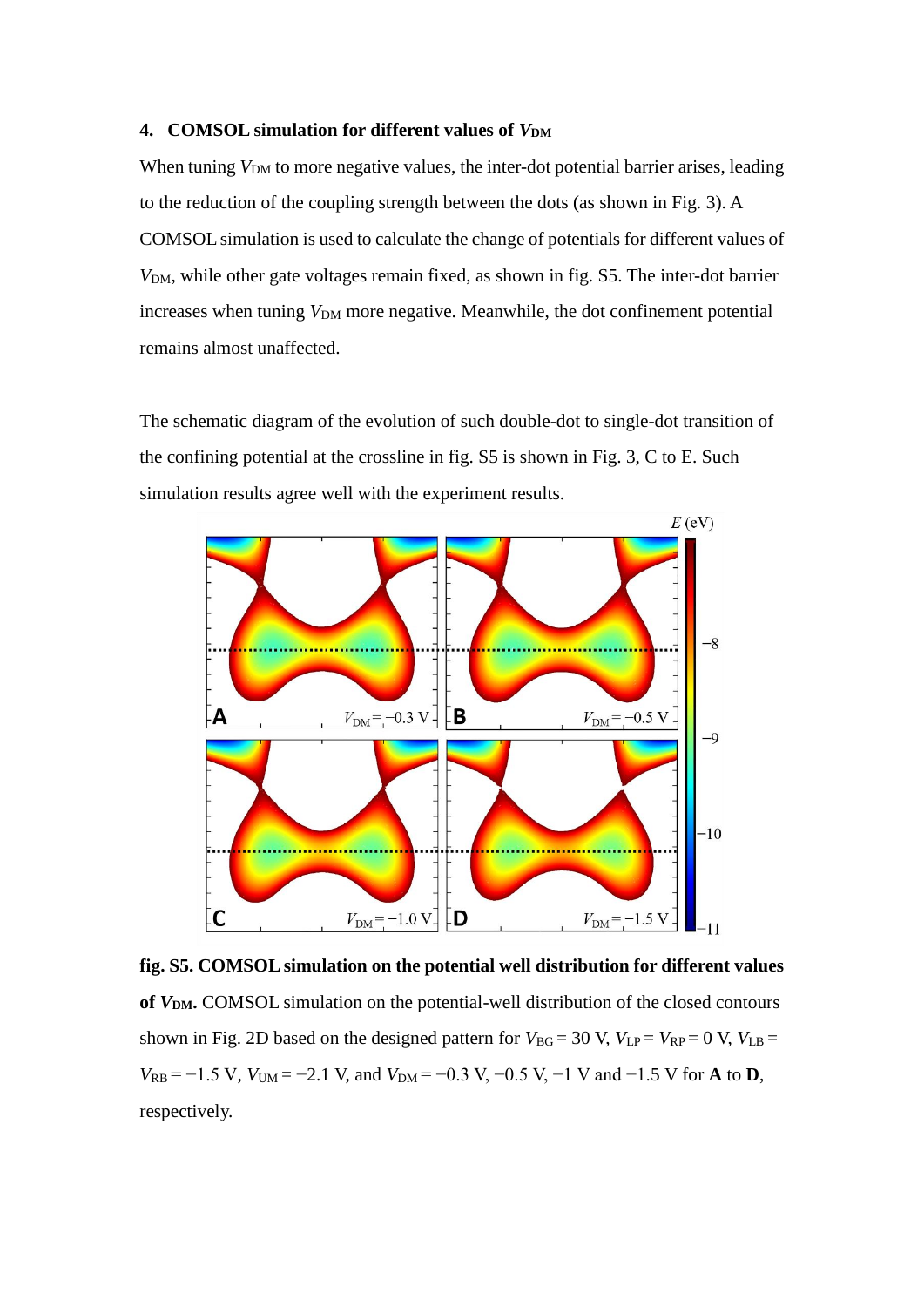### 4. COMSOL simulation for different values of $V_{DM}$

When tuning $V_{DM}$ to more negative values, the inter-dot potential barrier arises, leading to the reduction of the coupling strength between the dots (as shown in Fig. 3). A COMSOL simulation is used to calculate the change of potentials for different values of $V_{DM}$, while other gate voltages remain fixed, as shown in fig. S5. The inter-dot barrier increases when tuning $V_{DM}$ more negative. Meanwhile, the dot confinement potential remains almost unaffected.

The schematic diagram of the evolution of such double-dot to single-dot transition of the confining potential at the crossline in fig. S5 is shown in Fig. 3, C to E. Such simulation results agree well with the experiment results.

**fig. S5. COMSOL simulation on the potential well distribution for different values of $V_{DM}$.** COMSOL simulation on the potential-well distribution of the closed contours shown in Fig. 2D based on the designed pattern for $V_{BG} = 30$ V, $V_{LP} = V_{RP} = 0$ V, $V_{LB} = V_{RB} = -1.5$ V, $V_{UM} = -2.1$ V, and $V_{DM} = -0.3$ V, $-0.5$ V, $-1$ V and $-1.5$ V for **A** to **D**, respectively.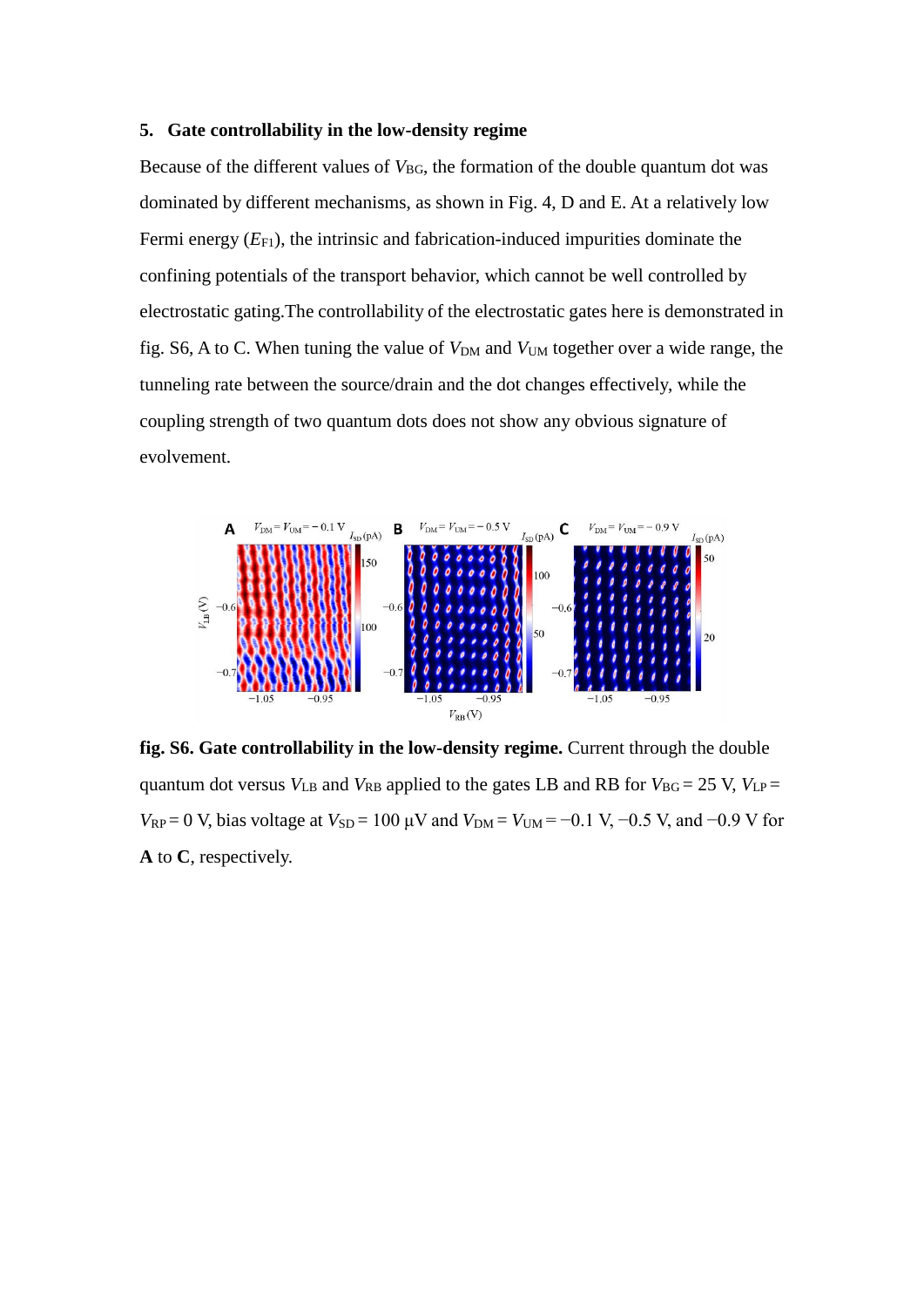## 5. Gate controllability in the low-density regime

Because of the different values of $V_{BG}$, the formation of the double quantum dot was dominated by different mechanisms, as shown in Fig. 4, D and E. At a relatively low Fermi energy ($E_{F1}$), the intrinsic and fabrication-induced impurities dominate the confining potentials of the transport behavior, which cannot be well controlled by electrostatic gating.The controllability of the electrostatic gates here is demonstrated in fig. S6, A to C. When tuning the value of $V_{DM}$ and $V_{UM}$ together over a wide range, the tunneling rate between the source/drain and the dot changes effectively, while the coupling strength of two quantum dots does not show any obvious signature of evolvement.

A $V_{DM} = V_{UM} = -0.1$ V
B $V_{DM} = V_{UM} = -0.5$ V
C $V_{DM} = V_{UM} = -0.9$ V
$I_{SD}$ (pA)
150
100
50
20
$V_{LB}$ (V)
−0.6
−0.7
−1.05
−0.95
$V_{RB}$ (V)

**fig. S6. Gate controllability in the low-density regime.** Current through the double quantum dot versus $V_{LB}$ and $V_{RB}$ applied to the gates LB and RB for $V_{BG} = 25$ V, $V_{LP} = V_{RP} = 0$ V, bias voltage at $V_{SD} = 100$ μV and $V_{DM} = V_{UM} = -0.1$ V, −0.5 V, and −0.9 V for **A** to **C**, respectively.